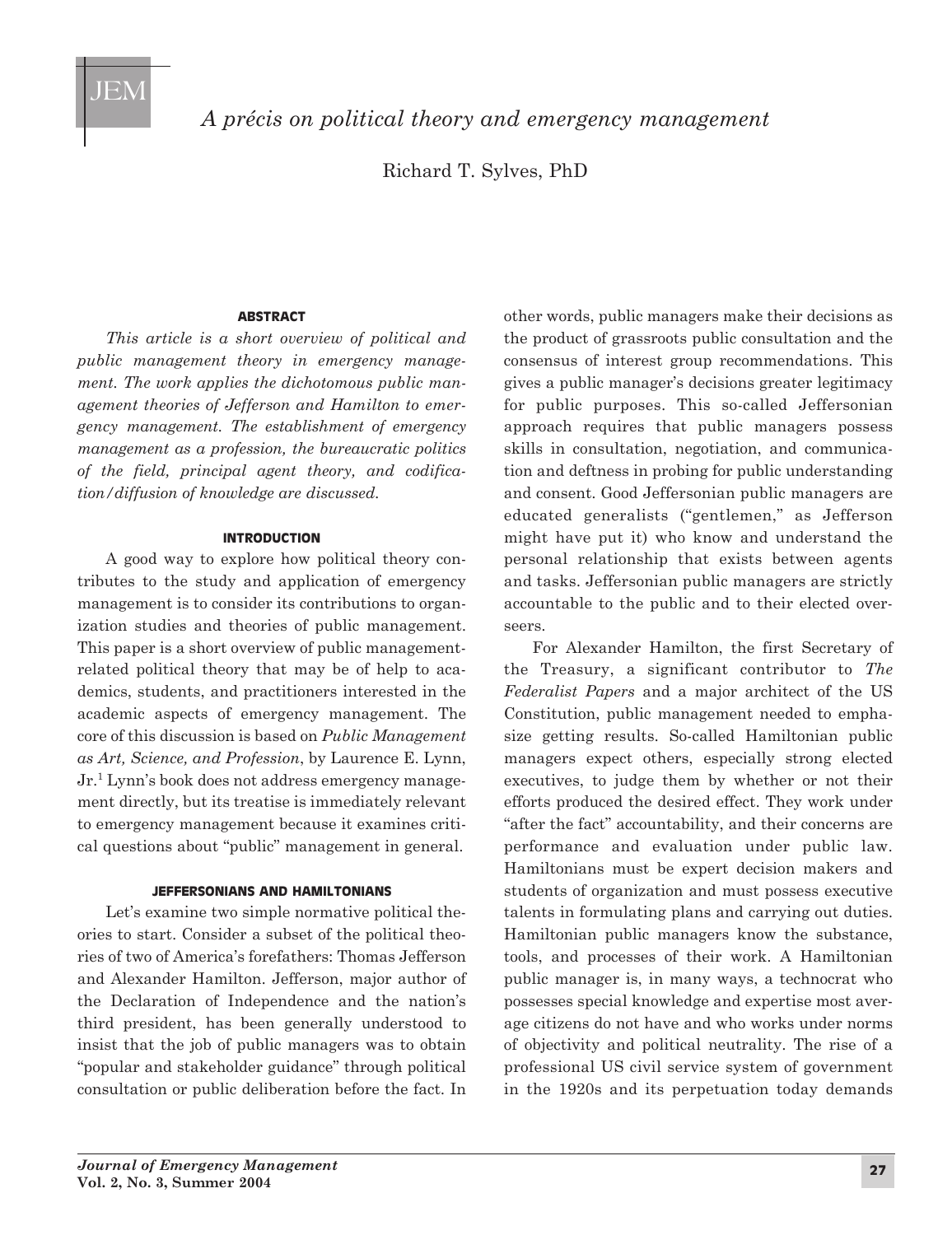# A précis on political theory and emergency management

Richard T. Sylves, PhD

## ABSTRACT

*This article is a short overview of political and public management theory in emergency management. The work applies the dichotomous public management theories of Jefferson and Hamilton to emergency management. The establishment of emergency management as a profession, the bureaucratic politics of the field, principal agent theory, and codification/diffusion of knowledge are discussed.*

## INTRODUCTION

A good way to explore how political theory contributes to the study and application of emergency management is to consider its contributions to organization studies and theories of public management. This paper is a short overview of public management-related political theory that may be of help to academics, students, and practitioners interested in the academic aspects of emergency management. The core of this discussion is based on *Public Management as Art, Science, and Profession*, by Laurence E. Lynn, Jr.[1] Lynn's book does not address emergency management directly, but its treatise is immediately relevant to emergency management because it examines critical questions about "public" management in general.

## JEFFERSONIANS AND HAMILTONIANS

Let's examine two simple normative political theories to start. Consider a subset of the political theories of two of America's forefathers: Thomas Jefferson and Alexander Hamilton. Jefferson, major author of the Declaration of Independence and the nation's third president, has been generally understood to insist that the job of public managers was to obtain "popular and stakeholder guidance" through political consultation or public deliberation before the fact. In other words, public managers make their decisions as the product of grassroots public consultation and the consensus of interest group recommendations. This gives a public manager's decisions greater legitimacy for public purposes. This so-called Jeffersonian approach requires that public managers possess skills in consultation, negotiation, and communication and deftness in probing for public understanding and consent. Good Jeffersonian public managers are educated generalists ("gentlemen," as Jefferson might have put it) who know and understand the personal relationship that exists between agents and tasks. Jeffersonian public managers are strictly accountable to the public and to their elected overseers.

For Alexander Hamilton, the first Secretary of the Treasury, a significant contributor to *The Federalist Papers* and a major architect of the US Constitution, public management needed to emphasize getting results. So-called Hamiltonian public managers expect others, especially strong elected executives, to judge them by whether or not their efforts produced the desired effect. They work under "after the fact" accountability, and their concerns are performance and evaluation under public law. Hamiltonians must be expert decision makers and students of organization and must possess executive talents in formulating plans and carrying out duties. Hamiltonian public managers know the substance, tools, and processes of their work. A Hamiltonian public manager is, in many ways, a technocrat who possesses special knowledge and expertise most average citizens do not have and who works under norms of objectivity and political neutrality. The rise of a professional US civil service system of government in the 1920s and its perpetuation today demands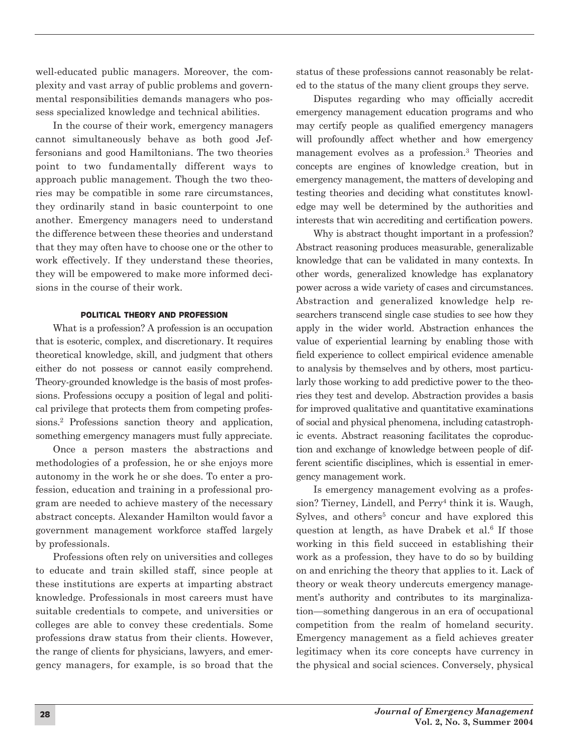well-educated public managers. Moreover, the complexity and vast array of public problems and governmental responsibilities demands managers who possess specialized knowledge and technical abilities.

In the course of their work, emergency managers cannot simultaneously behave as both good Jeffersonians and good Hamiltonians. The two theories point to two fundamentally different ways to approach public management. Though the two theories may be compatible in some rare circumstances, they ordinarily stand in basic counterpoint to one another. Emergency managers need to understand the difference between these theories and understand that they may often have to choose one or the other to work effectively. If they understand these theories, they will be empowered to make more informed decisions in the course of their work.

## POLITICAL THEORY AND PROFESSION

What is a profession? A profession is an occupation that is esoteric, complex, and discretionary. It requires theoretical knowledge, skill, and judgment that others either do not possess or cannot easily comprehend. Theory-grounded knowledge is the basis of most professions. Professions occupy a position of legal and political privilege that protects them from competing professions.[2] Professions sanction theory and application, something emergency managers must fully appreciate.

Once a person masters the abstractions and methodologies of a profession, he or she enjoys more autonomy in the work he or she does. To enter a profession, education and training in a professional program are needed to achieve mastery of the necessary abstract concepts. Alexander Hamilton would favor a government management workforce staffed largely by professionals.

Professions often rely on universities and colleges to educate and train skilled staff, since people at these institutions are experts at imparting abstract knowledge. Professionals in most careers must have suitable credentials to compete, and universities or colleges are able to convey these credentials. Some professions draw status from their clients. However, the range of clients for physicians, lawyers, and emergency managers, for example, is so broad that the status of these professions cannot reasonably be related to the status of the many client groups they serve.

Disputes regarding who may officially accredit emergency management education programs and who may certify people as qualified emergency managers will profoundly affect whether and how emergency management evolves as a profession.[3] Theories and concepts are engines of knowledge creation, but in emergency management, the matters of developing and testing theories and deciding what constitutes knowledge may well be determined by the authorities and interests that win accrediting and certification powers.

Why is abstract thought important in a profession? Abstract reasoning produces measurable, generalizable knowledge that can be validated in many contexts. In other words, generalized knowledge has explanatory power across a wide variety of cases and circumstances. Abstraction and generalized knowledge help researchers transcend single case studies to see how they apply in the wider world. Abstraction enhances the value of experiential learning by enabling those with field experience to collect empirical evidence amenable to analysis by themselves and by others, most particularly those working to add predictive power to the theories they test and develop. Abstraction provides a basis for improved qualitative and quantitative examinations of social and physical phenomena, including catastrophic events. Abstract reasoning facilitates the coproduction and exchange of knowledge between people of different scientific disciplines, which is essential in emergency management work.

Is emergency management evolving as a profession? Tierney, Lindell, and Perry[4] think it is. Waugh, Sylves, and others[5] concur and have explored this question at length, as have Drabek et al.[6] If those working in this field succeed in establishing their work as a profession, they have to do so by building on and enriching the theory that applies to it. Lack of theory or weak theory undercuts emergency management's authority and contributes to its marginalization—something dangerous in an era of occupational competition from the realm of homeland security. Emergency management as a field achieves greater legitimacy when its core concepts have currency in the physical and social sciences. Conversely, physical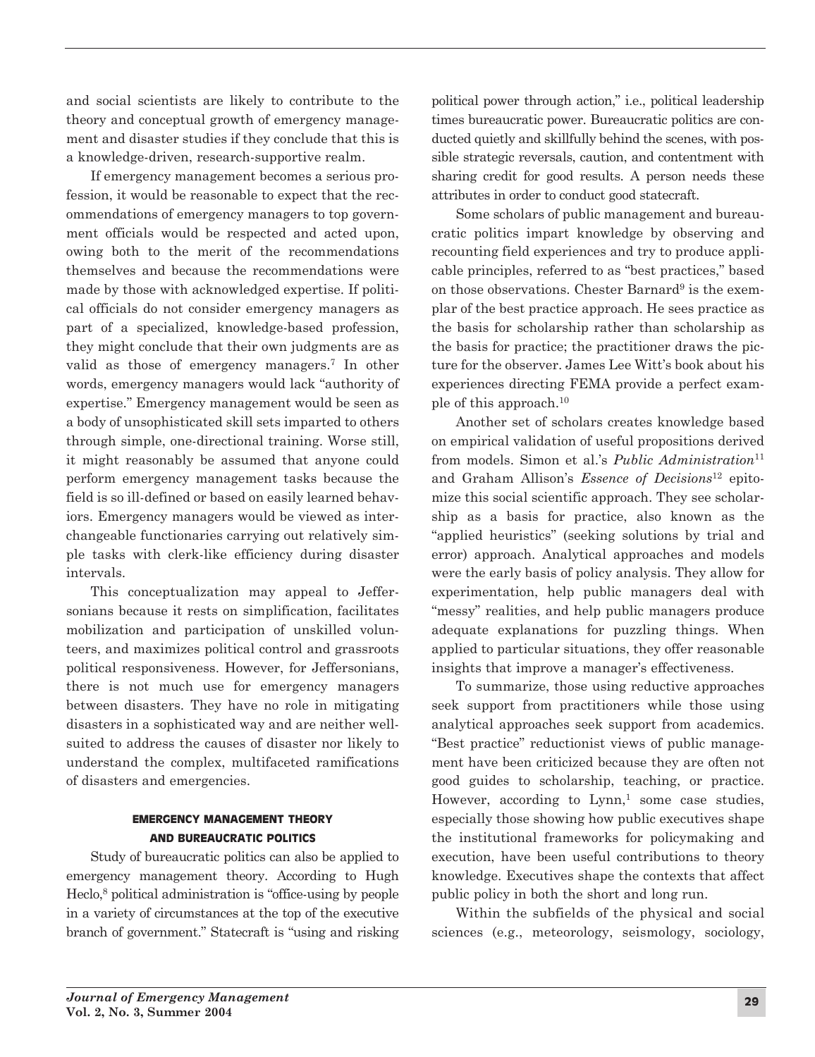and social scientists are likely to contribute to the theory and conceptual growth of emergency management and disaster studies if they conclude that this is a knowledge-driven, research-supportive realm.

If emergency management becomes a serious profession, it would be reasonable to expect that the recommendations of emergency managers to top government officials would be respected and acted upon, owing both to the merit of the recommendations themselves and because the recommendations were made by those with acknowledged expertise. If political officials do not consider emergency managers as part of a specialized, knowledge-based profession, they might conclude that their own judgments are as valid as those of emergency managers.[7] In other words, emergency managers would lack "authority of expertise." Emergency management would be seen as a body of unsophisticated skill sets imparted to others through simple, one-directional training. Worse still, it might reasonably be assumed that anyone could perform emergency management tasks because the field is so ill-defined or based on easily learned behaviors. Emergency managers would be viewed as interchangeable functionaries carrying out relatively simple tasks with clerk-like efficiency during disaster intervals.

This conceptualization may appeal to Jeffersonians because it rests on simplification, facilitates mobilization and participation of unskilled volunteers, and maximizes political control and grassroots political responsiveness. However, for Jeffersonians, there is not much use for emergency managers between disasters. They have no role in mitigating disasters in a sophisticated way and are neither well-suited to address the causes of disaster nor likely to understand the complex, multifaceted ramifications of disasters and emergencies.

## EMERGENCY MANAGEMENT THEORY AND BUREAUCRATIC POLITICS

Study of bureaucratic politics can also be applied to emergency management theory. According to Hugh Heclo,[8] political administration is "office-using by people in a variety of circumstances at the top of the executive branch of government." Statecraft is "using and risking political power through action," i.e., political leadership times bureaucratic power. Bureaucratic politics are conducted quietly and skillfully behind the scenes, with possible strategic reversals, caution, and contentment with sharing credit for good results. A person needs these attributes in order to conduct good statecraft.

Some scholars of public management and bureaucratic politics impart knowledge by observing and recounting field experiences and try to produce applicable principles, referred to as "best practices," based on those observations. Chester Barnard[9] is the exemplar of the best practice approach. He sees practice as the basis for scholarship rather than scholarship as the basis for practice; the practitioner draws the picture for the observer. James Lee Witt's book about his experiences directing FEMA provide a perfect example of this approach.[10]

Another set of scholars creates knowledge based on empirical validation of useful propositions derived from models. Simon et al.'s *Public Administration*[11] and Graham Allison's *Essence of Decisions*[12] epitomize this social scientific approach. They see scholarship as a basis for practice, also known as the "applied heuristics" (seeking solutions by trial and error) approach. Analytical approaches and models were the early basis of policy analysis. They allow for experimentation, help public managers deal with "messy" realities, and help public managers produce adequate explanations for puzzling things. When applied to particular situations, they offer reasonable insights that improve a manager's effectiveness.

To summarize, those using reductive approaches seek support from practitioners while those using analytical approaches seek support from academics. "Best practice" reductionist views of public management have been criticized because they are often not good guides to scholarship, teaching, or practice. However, according to Lynn,[1] some case studies, especially those showing how public executives shape the institutional frameworks for policymaking and execution, have been useful contributions to theory knowledge. Executives shape the contexts that affect public policy in both the short and long run.

Within the subfields of the physical and social sciences (e.g., meteorology, seismology, sociology,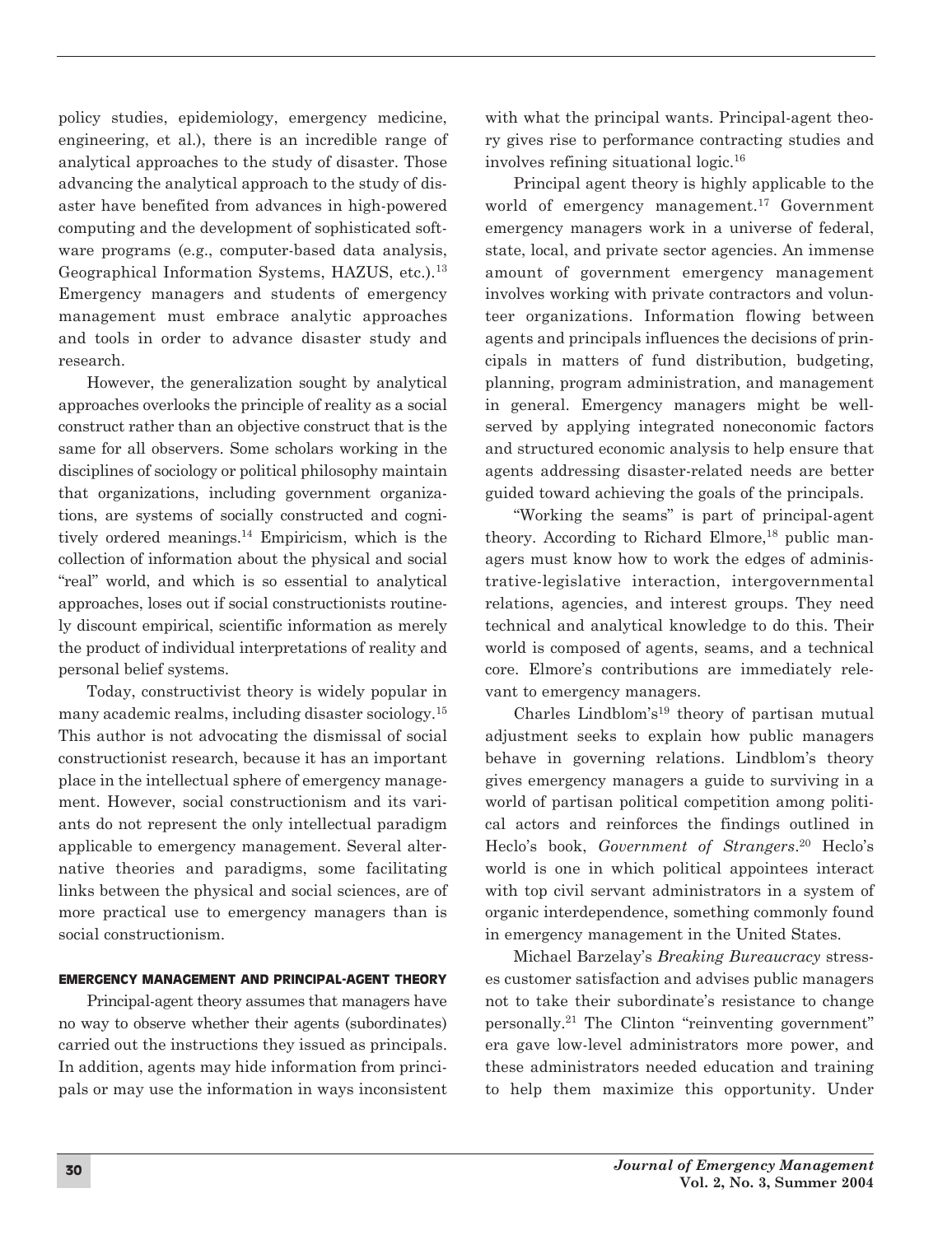policy studies, epidemiology, emergency medicine, engineering, et al.), there is an incredible range of analytical approaches to the study of disaster. Those advancing the analytical approach to the study of disaster have benefited from advances in high-powered computing and the development of sophisticated software programs (e.g., computer-based data analysis, Geographical Information Systems, HAZUS, etc.).[13] Emergency managers and students of emergency management must embrace analytic approaches and tools in order to advance disaster study and research.

However, the generalization sought by analytical approaches overlooks the principle of reality as a social construct rather than an objective construct that is the same for all observers. Some scholars working in the disciplines of sociology or political philosophy maintain that organizations, including government organizations, are systems of socially constructed and cognitively ordered meanings.[14] Empiricism, which is the collection of information about the physical and social "real" world, and which is so essential to analytical approaches, loses out if social constructionists routinely discount empirical, scientific information as merely the product of individual interpretations of reality and personal belief systems.

Today, constructivist theory is widely popular in many academic realms, including disaster sociology.[15] This author is not advocating the dismissal of social constructionist research, because it has an important place in the intellectual sphere of emergency management. However, social constructionism and its variants do not represent the only intellectual paradigm applicable to emergency management. Several alternative theories and paradigms, some facilitating links between the physical and social sciences, are of more practical use to emergency managers than is social constructionism.

## EMERGENCY MANAGEMENT AND PRINCIPAL-AGENT THEORY

Principal-agent theory assumes that managers have no way to observe whether their agents (subordinates) carried out the instructions they issued as principals. In addition, agents may hide information from principals or may use the information in ways inconsistent with what the principal wants. Principal-agent theory gives rise to performance contracting studies and involves refining situational logic.[16]

Principal agent theory is highly applicable to the world of emergency management.[17] Government emergency managers work in a universe of federal, state, local, and private sector agencies. An immense amount of government emergency management involves working with private contractors and volunteer organizations. Information flowing between agents and principals influences the decisions of principals in matters of fund distribution, budgeting, planning, program administration, and management in general. Emergency managers might be well-served by applying integrated noneconomic factors and structured economic analysis to help ensure that agents addressing disaster-related needs are better guided toward achieving the goals of the principals.

"Working the seams" is part of principal-agent theory. According to Richard Elmore,[18] public managers must know how to work the edges of administrative-legislative interaction, intergovernmental relations, agencies, and interest groups. They need technical and analytical knowledge to do this. Their world is composed of agents, seams, and a technical core. Elmore's contributions are immediately relevant to emergency managers.

Charles Lindblom's[19] theory of partisan mutual adjustment seeks to explain how public managers behave in governing relations. Lindblom's theory gives emergency managers a guide to surviving in a world of partisan political competition among political actors and reinforces the findings outlined in Heclo's book, *Government of Strangers*.[20] Heclo's world is one in which political appointees interact with top civil servant administrators in a system of organic interdependence, something commonly found in emergency management in the United States.

Michael Barzelay's *Breaking Bureaucracy* stresses customer satisfaction and advises public managers not to take their subordinate's resistance to change personally.[21] The Clinton "reinventing government" era gave low-level administrators more power, and these administrators needed education and training to help them maximize this opportunity. Under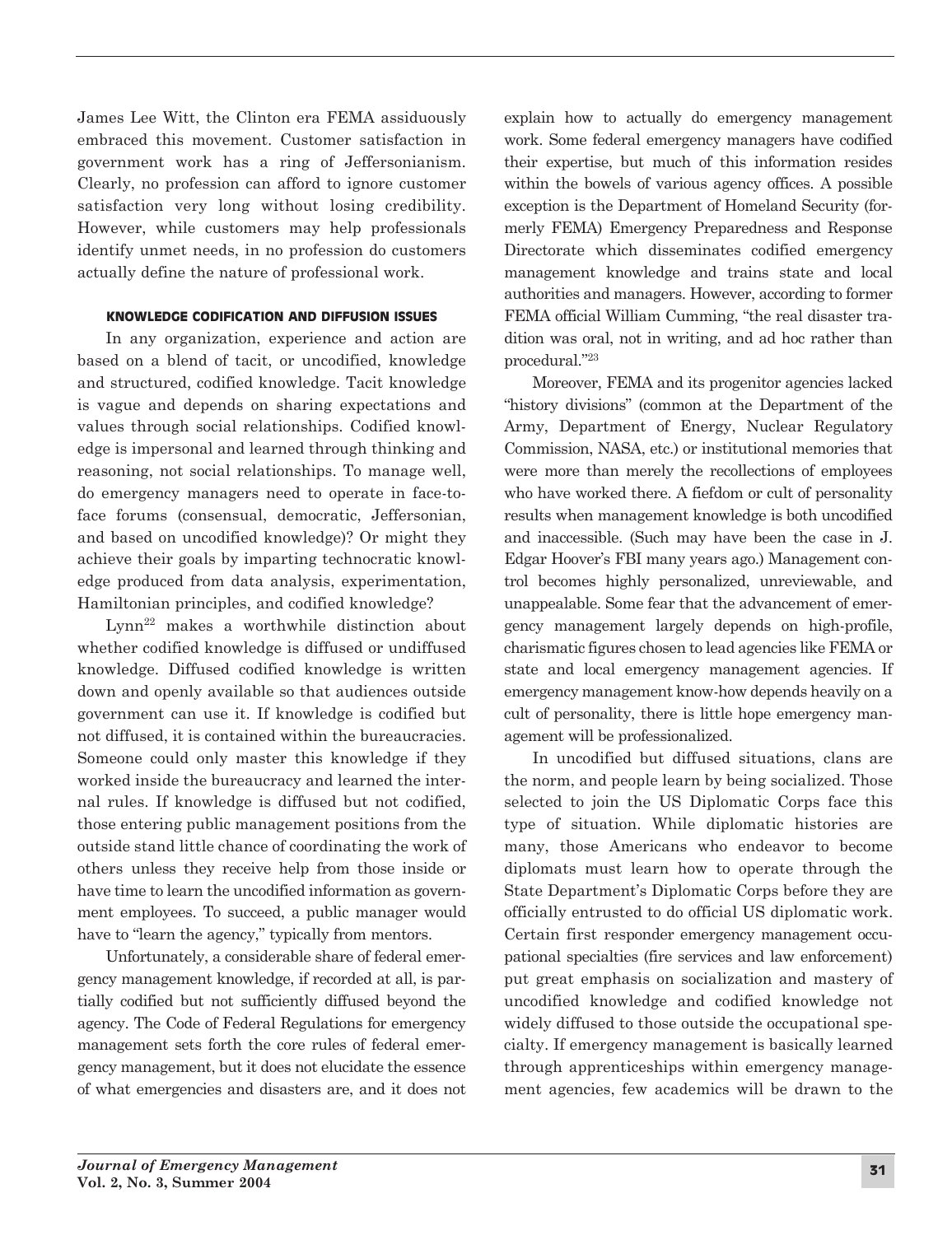James Lee Witt, the Clinton era FEMA assiduously embraced this movement. Customer satisfaction in government work has a ring of Jeffersonianism. Clearly, no profession can afford to ignore customer satisfaction very long without losing credibility. However, while customers may help professionals identify unmet needs, in no profession do customers actually define the nature of professional work.

### KNOWLEDGE CODIFICATION AND DIFFUSION ISSUES

In any organization, experience and action are based on a blend of tacit, or uncodified, knowledge and structured, codified knowledge. Tacit knowledge is vague and depends on sharing expectations and values through social relationships. Codified knowledge is impersonal and learned through thinking and reasoning, not social relationships. To manage well, do emergency managers need to operate in face-to-face forums (consensual, democratic, Jeffersonian, and based on uncodified knowledge)? Or might they achieve their goals by imparting technocratic knowledge produced from data analysis, experimentation, Hamiltonian principles, and codified knowledge?

Lynn[22] makes a worthwhile distinction about whether codified knowledge is diffused or undiffused knowledge. Diffused codified knowledge is written down and openly available so that audiences outside government can use it. If knowledge is codified but not diffused, it is contained within the bureaucracies. Someone could only master this knowledge if they worked inside the bureaucracy and learned the internal rules. If knowledge is diffused but not codified, those entering public management positions from the outside stand little chance of coordinating the work of others unless they receive help from those inside or have time to learn the uncodified information as government employees. To succeed, a public manager would have to "learn the agency," typically from mentors.

Unfortunately, a considerable share of federal emergency management knowledge, if recorded at all, is partially codified but not sufficiently diffused beyond the agency. The Code of Federal Regulations for emergency management sets forth the core rules of federal emergency management, but it does not elucidate the essence of what emergencies and disasters are, and it does not explain how to actually do emergency management work. Some federal emergency managers have codified their expertise, but much of this information resides within the bowels of various agency offices. A possible exception is the Department of Homeland Security (formerly FEMA) Emergency Preparedness and Response Directorate which disseminates codified emergency management knowledge and trains state and local authorities and managers. However, according to former FEMA official William Cumming, "the real disaster tradition was oral, not in writing, and ad hoc rather than procedural."[23]

Moreover, FEMA and its progenitor agencies lacked "history divisions" (common at the Department of the Army, Department of Energy, Nuclear Regulatory Commission, NASA, etc.) or institutional memories that were more than merely the recollections of employees who have worked there. A fiefdom or cult of personality results when management knowledge is both uncodified and inaccessible. (Such may have been the case in J. Edgar Hoover's FBI many years ago.) Management control becomes highly personalized, unreviewable, and unappealable. Some fear that the advancement of emergency management largely depends on high-profile, charismatic figures chosen to lead agencies like FEMA or state and local emergency management agencies. If emergency management know-how depends heavily on a cult of personality, there is little hope emergency management will be professionalized.

In uncodified but diffused situations, clans are the norm, and people learn by being socialized. Those selected to join the US Diplomatic Corps face this type of situation. While diplomatic histories are many, those Americans who endeavor to become diplomats must learn how to operate through the State Department's Diplomatic Corps before they are officially entrusted to do official US diplomatic work. Certain first responder emergency management occupational specialties (fire services and law enforcement) put great emphasis on socialization and mastery of uncodified knowledge and codified knowledge not widely diffused to those outside the occupational specialty. If emergency management is basically learned through apprenticeships within emergency management agencies, few academics will be drawn to the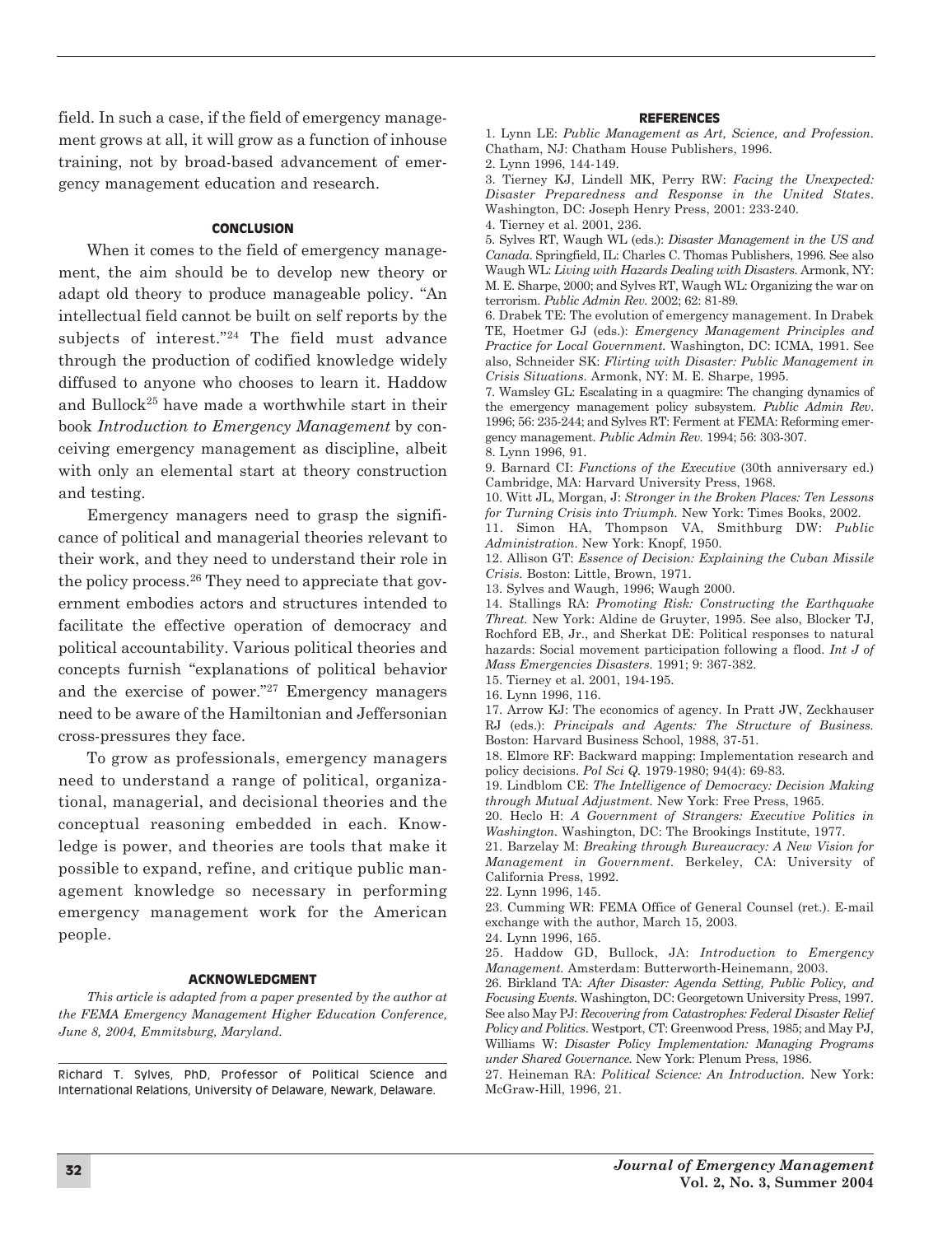field. In such a case, if the field of emergency management grows at all, it will grow as a function of inhouse training, not by broad-based advancement of emergency management education and research.

## CONCLUSION

When it comes to the field of emergency management, the aim should be to develop new theory or adapt old theory to produce manageable policy. "An intellectual field cannot be built on self reports by the subjects of interest."[24] The field must advance through the production of codified knowledge widely diffused to anyone who chooses to learn it. Haddow and Bullock[25] have made a worthwhile start in their book *Introduction to Emergency Management* by conceiving emergency management as discipline, albeit with only an elemental start at theory construction and testing.

Emergency managers need to grasp the significance of political and managerial theories relevant to their work, and they need to understand their role in the policy process.[26] They need to appreciate that government embodies actors and structures intended to facilitate the effective operation of democracy and political accountability. Various political theories and concepts furnish "explanations of political behavior and the exercise of power."[27] Emergency managers need to be aware of the Hamiltonian and Jeffersonian cross-pressures they face.

To grow as professionals, emergency managers need to understand a range of political, organizational, managerial, and decisional theories and the conceptual reasoning embedded in each. Knowledge is power, and theories are tools that make it possible to expand, refine, and critique public management knowledge so necessary in performing emergency management work for the American people.

## ACKNOWLEDGMENT

*This article is adapted from a paper presented by the author at the FEMA Emergency Management Higher Education Conference, June 8, 2004, Emmitsburg, Maryland.*

Richard T. Sylves, PhD, Professor of Political Science and International Relations, University of Delaware, Newark, Delaware.

## REFERENCES

1. Lynn LE: *Public Management as Art, Science, and Profession.* Chatham, NJ: Chatham House Publishers, 1996.
2. Lynn 1996, 144-149.
3. Tierney KJ, Lindell MK, Perry RW: *Facing the Unexpected: Disaster Preparedness and Response in the United States*. Washington, DC: Joseph Henry Press, 2001: 233-240.
4. Tierney et al. 2001, 236.
5. Sylves RT, Waugh WL (eds.): *Disaster Management in the US and Canada.* Springfield, IL: Charles C. Thomas Publishers, 1996. See also Waugh WL: *Living with Hazards Dealing with Disasters.* Armonk, NY: M. E. Sharpe, 2000; and Sylves RT, Waugh WL: Organizing the war on terrorism. *Public Admin Rev.* 2002; 62: 81-89.
6. Drabek TE: The evolution of emergency management. In Drabek TE, Hoetmer GJ (eds.): *Emergency Management Principles and Practice for Local Government.* Washington, DC: ICMA, 1991. See also, Schneider SK: *Flirting with Disaster: Public Management in Crisis Situations*. Armonk, NY: M. E. Sharpe, 1995.
7. Wamsley GL: Escalating in a quagmire: The changing dynamics of the emergency management policy subsystem. *Public Admin Rev*. 1996; 56: 235-244; and Sylves RT: Ferment at FEMA: Reforming emergency management. *Public Admin Rev.* 1994; 56: 303-307.
8. Lynn 1996, 91.
9. Barnard CI: *Functions of the Executive* (30th anniversary ed.) Cambridge, MA: Harvard University Press, 1968.
10. Witt JL, Morgan, J: *Stronger in the Broken Places: Ten Lessons for Turning Crisis into Triumph.* New York: Times Books, 2002.
11. Simon HA, Thompson VA, Smithburg DW: *Public Administration.* New York: Knopf, 1950.
12. Allison GT: *Essence of Decision: Explaining the Cuban Missile Crisis.* Boston: Little, Brown, 1971.
13. Sylves and Waugh, 1996; Waugh 2000.
14. Stallings RA: *Promoting Risk: Constructing the Earthquake Threat.* New York: Aldine de Gruyter, 1995. See also, Blocker TJ, Rochford EB, Jr., and Sherkat DE: Political responses to natural hazards: Social movement participation following a flood. *Int J of Mass Emergencies Disasters.* 1991; 9: 367-382.
15. Tierney et al. 2001, 194-195.
16. Lynn 1996, 116.
17. Arrow KJ: The economics of agency. In Pratt JW, Zeckhauser RJ (eds.): *Principals and Agents: The Structure of Business.* Boston: Harvard Business School, 1988, 37-51.
18. Elmore RF: Backward mapping: Implementation research and policy decisions. *Pol Sci Q.* 1979-1980; 94(4): 69-83.
19. Lindblom CE: *The Intelligence of Democracy: Decision Making through Mutual Adjustment.* New York: Free Press, 1965.
20. Heclo H: *A Government of Strangers: Executive Politics in Washington.* Washington, DC: The Brookings Institute, 1977.
21. Barzelay M: *Breaking through Bureaucracy: A New Vision for Management in Government.* Berkeley, CA: University of California Press, 1992.
22. Lynn 1996, 145.
23. Cumming WR: FEMA Office of General Counsel (ret.). E-mail exchange with the author, March 15, 2003.
24. Lynn 1996, 165.
25. Haddow GD, Bullock, JA: *Introduction to Emergency Management.* Amsterdam: Butterworth-Heinemann, 2003.
26. Birkland TA: *After Disaster: Agenda Setting, Public Policy, and Focusing Events.* Washington, DC: Georgetown University Press, 1997. See also May PJ: *Recovering from Catastrophes: Federal Disaster Relief Policy and Politics*. Westport, CT: Greenwood Press, 1985; and May PJ, Williams W: *Disaster Policy Implementation: Managing Programs under Shared Governance.* New York: Plenum Press, 1986.
27. Heineman RA: *Political Science: An Introduction.* New York: McGraw-Hill, 1996, 21.